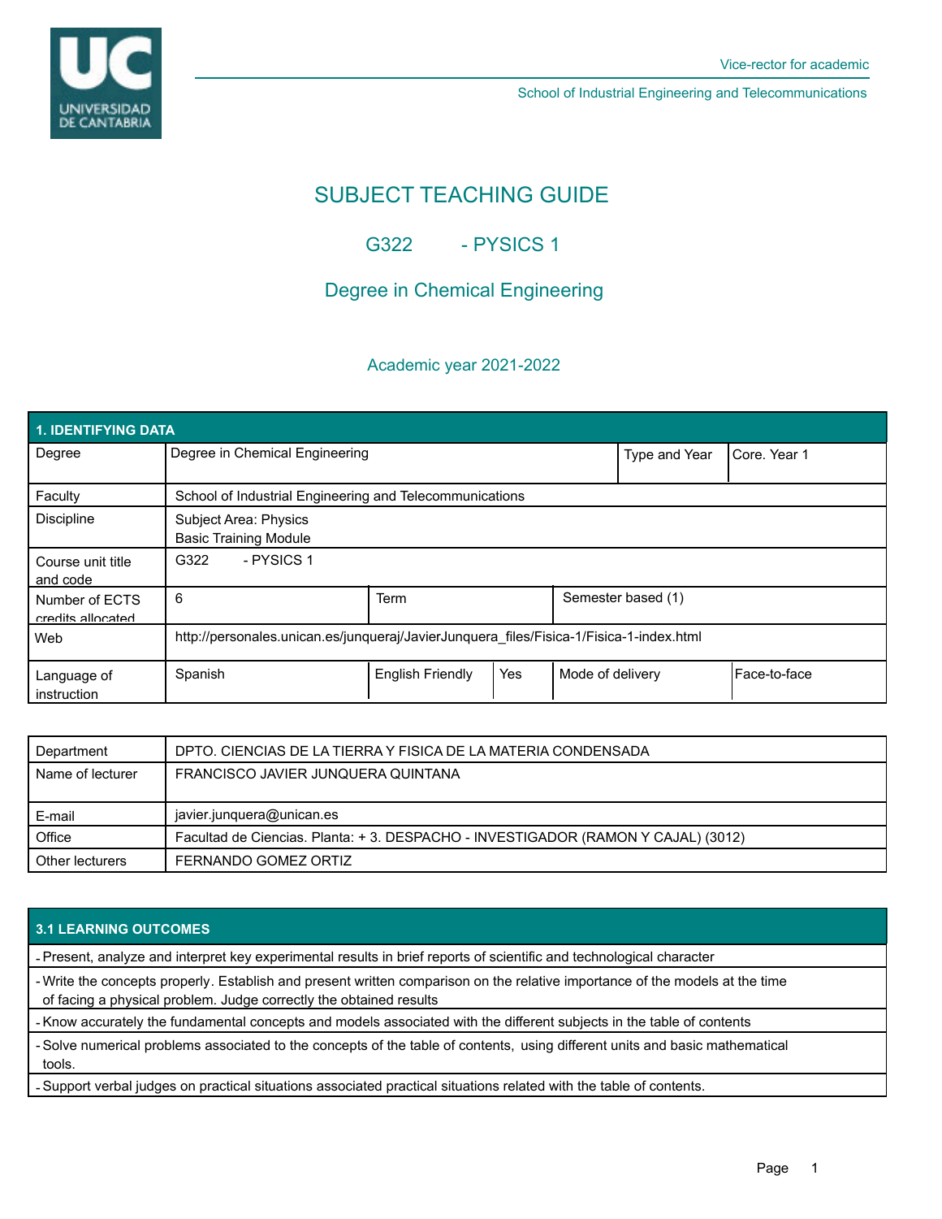Vice-rector for academic

School of Industrial Engineering and Telecommunications

# SUBJECT TEACHING GUIDE

## G322 - PYSICS 1

## Degree in Chemical Engineering

### Academic year 2021-2022

| 1. IDENTIFYING DATA | | | | | |
|---|---|---|---|---|---|
| Degree | Degree in Chemical Engineering | | | Type and Year | Core. Year 1 |
| Faculty | School of Industrial Engineering and Telecommunications | | | | |
| Discipline | Subject Area: Physics<br>Basic Training Module | | | | |
| Course unit title and code | G322 - PYSICS 1 | | | | |
| Number of ECTS credits allocated | 6 | Term | | Semester based (1) | |
| Web | http://personales.unican.es/junqueraj/JavierJunquera_files/Fisica-1/Fisica-1-index.html | | | | |
| Language of instruction | Spanish | English Friendly | Yes | Mode of delivery | Face-to-face |

| | |
|---|---|
| Department | DPTO. CIENCIAS DE LA TIERRA Y FISICA DE LA MATERIA CONDENSADA |
| Name of lecturer | FRANCISCO JAVIER JUNQUERA QUINTANA |
| E-mail | javier.junquera@unican.es |
| Office | Facultad de Ciencias. Planta: + 3. DESPACHO - INVESTIGADOR (RAMON Y CAJAL) (3012) |
| Other lecturers | FERNANDO GOMEZ ORTIZ |

| 3.1 LEARNING OUTCOMES |
|---|
| - Present, analyze and interpret key experimental results in brief reports of scientific and technological character |
| - Write the concepts properly. Establish and present written comparison on the relative importance of the models at the time of facing a physical problem. Judge correctly the obtained results |
| - Know accurately the fundamental concepts and models associated with the different subjects in the table of contents |
| - Solve numerical problems associated to the concepts of the table of contents, using different units and basic mathematical tools. |
| - Support verbal judges on practical situations associated practical situations related with the table of contents. |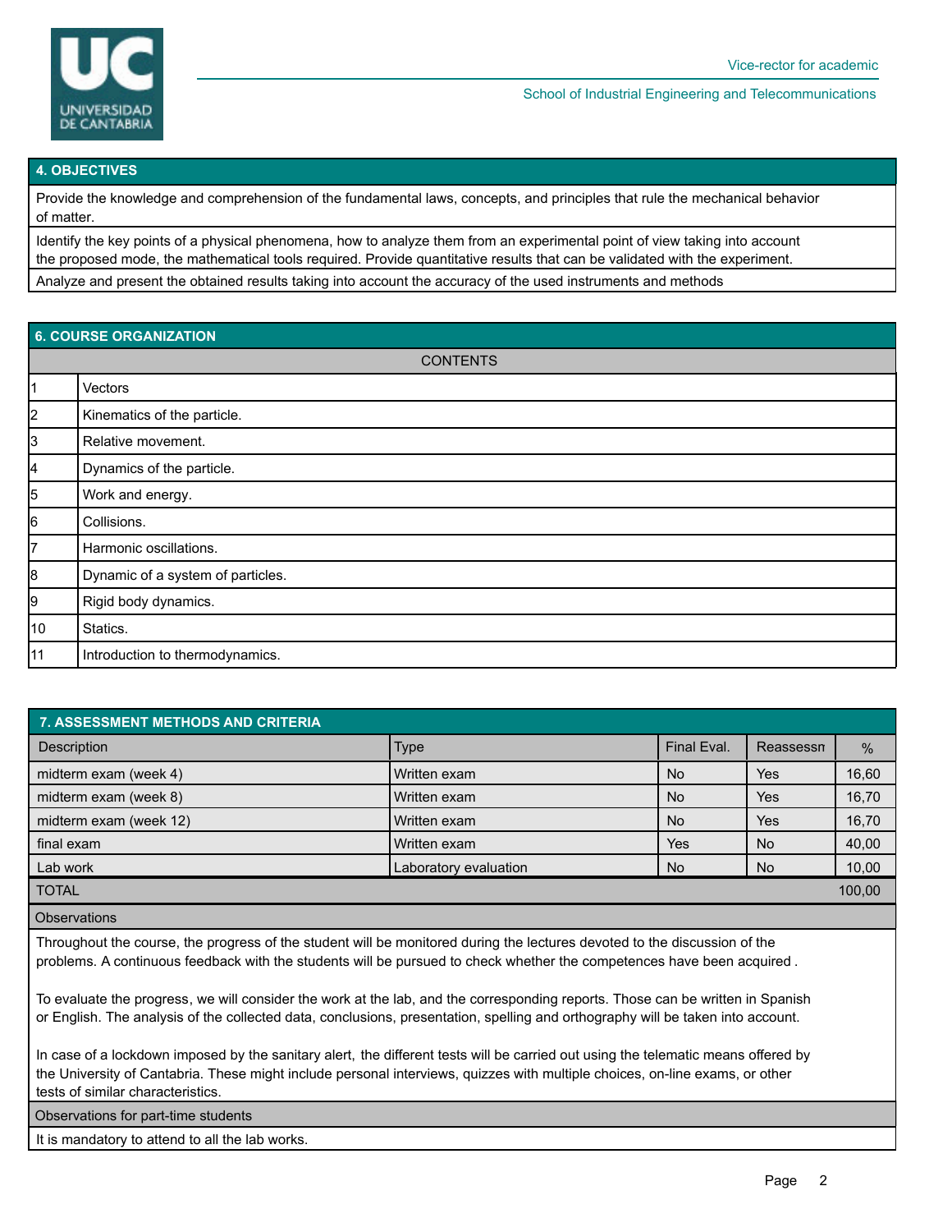## 4. OBJECTIVES

Provide the knowledge and comprehension of the fundamental laws, concepts, and principles that rule the mechanical behavior of matter.

Identify the key points of a physical phenomena, how to analyze them from an experimental point of view taking into account the proposed mode, the mathematical tools required. Provide quantitative results that can be validated with the experiment.

Analyze and present the obtained results taking into account the accuracy of the used instruments and methods

## 6. COURSE ORGANIZATION

| | CONTENTS |
|---|---|
| 1 | Vectors |
| 2 | Kinematics of the particle. |
| 3 | Relative movement. |
| 4 | Dynamics of the particle. |
| 5 | Work and energy. |
| 6 | Collisions. |
| 7 | Harmonic oscillations. |
| 8 | Dynamic of a system of particles. |
| 9 | Rigid body dynamics. |
| 10 | Statics. |
| 11 | Introduction to thermodynamics. |

## 7. ASSESSMENT METHODS AND CRITERIA

| Description | Type | Final Eval. | Reassessn | % |
|---|---|---|---|---|
| midterm exam (week 4) | Written exam | No | Yes | 16,60 |
| midterm exam (week 8) | Written exam | No | Yes | 16,70 |
| midterm exam (week 12) | Written exam | No | Yes | 16,70 |
| final exam | Written exam | Yes | No | 40,00 |
| Lab work | Laboratory evaluation | No | No | 10,00 |
| TOTAL | | | | 100,00 |

**Observations**

Throughout the course, the progress of the student will be monitored during the lectures devoted to the discussion of the problems. A continuous feedback with the students will be pursued to check whether the competences have been acquired .

To evaluate the progress, we will consider the work at the lab, and the corresponding reports. Those can be written in Spanish or English. The analysis of the collected data, conclusions, presentation, spelling and orthography will be taken into account.

In case of a lockdown imposed by the sanitary alert, the different tests will be carried out using the telematic means offered by the University of Cantabria. These might include personal interviews, quizzes with multiple choices, on-line exams, or other tests of similar characteristics.

**Observations for part-time students**

It is mandatory to attend to all the lab works.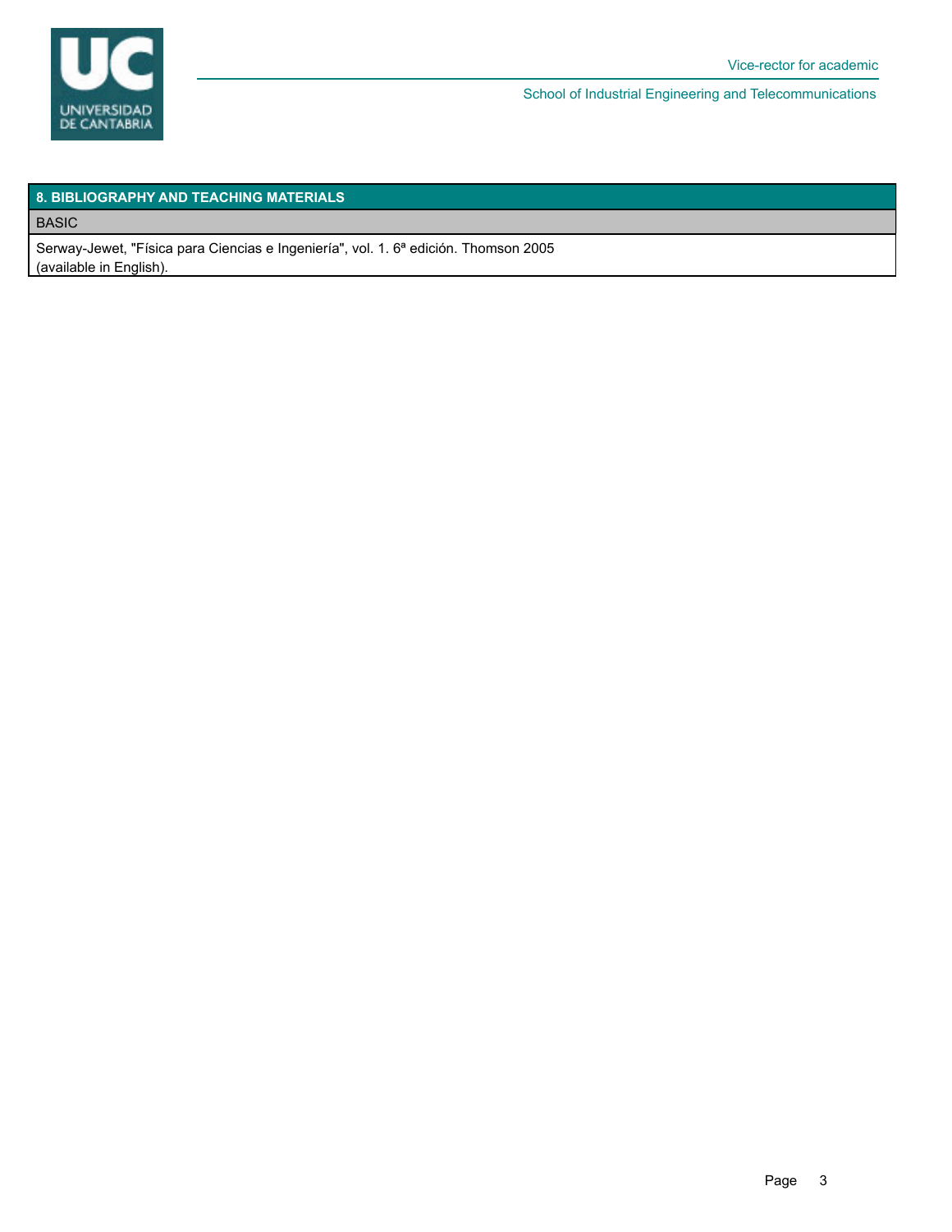## 8. BIBLIOGRAPHY AND TEACHING MATERIALS

### BASIC

Serway-Jewet, "Física para Ciencias e Ingeniería", vol. 1. 6ª edición. Thomson 2005
(available in English).